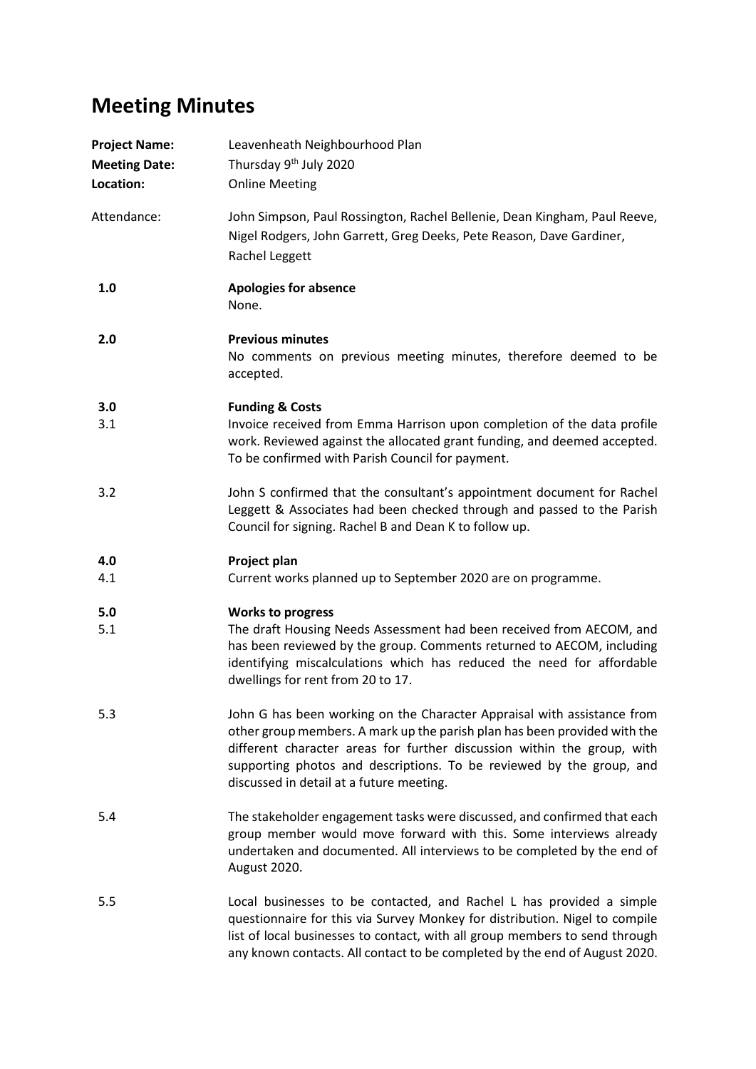# Meeting Minutes

**Project Name:** Leavenheath Neighbourhood Plan
**Meeting Date:** Thursday 9th July 2020
**Location:** Online Meeting

Attendance: John Simpson, Paul Rossington, Rachel Bellenie, Dean Kingham, Paul Reeve, Nigel Rodgers, John Garrett, Greg Deeks, Pete Reason, Dave Gardiner, Rachel Leggett

**1.0 Apologies for absence**

None.

**2.0 Previous minutes**

No comments on previous meeting minutes, therefore deemed to be accepted.

**3.0 Funding & Costs**

3.1 Invoice received from Emma Harrison upon completion of the data profile work. Reviewed against the allocated grant funding, and deemed accepted. To be confirmed with Parish Council for payment.

3.2 John S confirmed that the consultant's appointment document for Rachel Leggett & Associates had been checked through and passed to the Parish Council for signing. Rachel B and Dean K to follow up.

**4.0 Project plan**

4.1 Current works planned up to September 2020 are on programme.

**5.0 Works to progress**

5.1 The draft Housing Needs Assessment had been received from AECOM, and has been reviewed by the group. Comments returned to AECOM, including identifying miscalculations which has reduced the need for affordable dwellings for rent from 20 to 17.

5.3 John G has been working on the Character Appraisal with assistance from other group members. A mark up the parish plan has been provided with the different character areas for further discussion within the group, with supporting photos and descriptions. To be reviewed by the group, and discussed in detail at a future meeting.

5.4 The stakeholder engagement tasks were discussed, and confirmed that each group member would move forward with this. Some interviews already undertaken and documented. All interviews to be completed by the end of August 2020.

5.5 Local businesses to be contacted, and Rachel L has provided a simple questionnaire for this via Survey Monkey for distribution. Nigel to compile list of local businesses to contact, with all group members to send through any known contacts. All contact to be completed by the end of August 2020.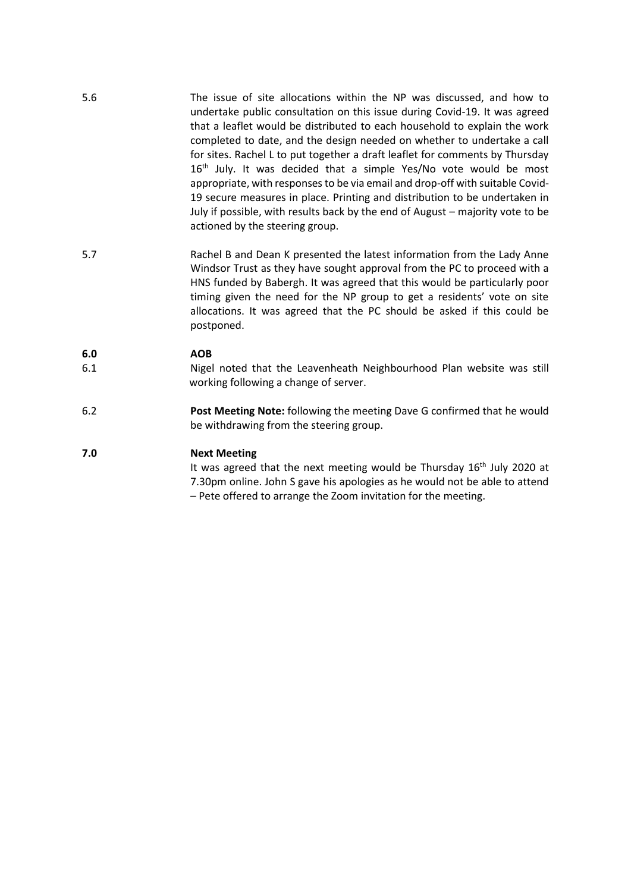5.6 The issue of site allocations within the NP was discussed, and how to undertake public consultation on this issue during Covid-19. It was agreed that a leaflet would be distributed to each household to explain the work completed to date, and the design needed on whether to undertake a call for sites. Rachel L to put together a draft leaflet for comments by Thursday 16th July. It was decided that a simple Yes/No vote would be most appropriate, with responses to be via email and drop-off with suitable Covid-19 secure measures in place. Printing and distribution to be undertaken in July if possible, with results back by the end of August – majority vote to be actioned by the steering group.

5.7 Rachel B and Dean K presented the latest information from the Lady Anne Windsor Trust as they have sought approval from the PC to proceed with a HNS funded by Babergh. It was agreed that this would be particularly poor timing given the need for the NP group to get a residents' vote on site allocations. It was agreed that the PC should be asked if this could be postponed.

**6.0 AOB**

6.1 Nigel noted that the Leavenheath Neighbourhood Plan website was still working following a change of server.

6.2 **Post Meeting Note:** following the meeting Dave G confirmed that he would be withdrawing from the steering group.

**7.0 Next Meeting**

It was agreed that the next meeting would be Thursday 16th July 2020 at 7.30pm online. John S gave his apologies as he would not be able to attend – Pete offered to arrange the Zoom invitation for the meeting.